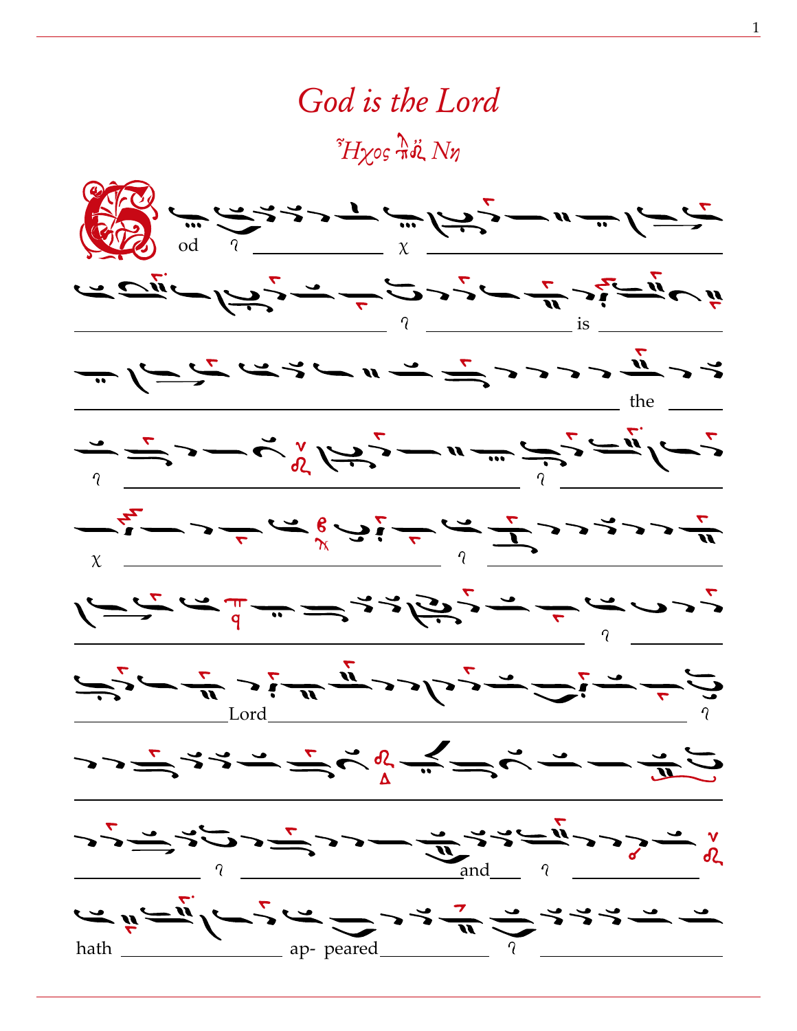# God is the Lord

*Ἦχος πα Νη*

G od ι χ

ι is

the

ι ι

χ ι

ι

Lord ι

ι and ι

hath ap- peared ι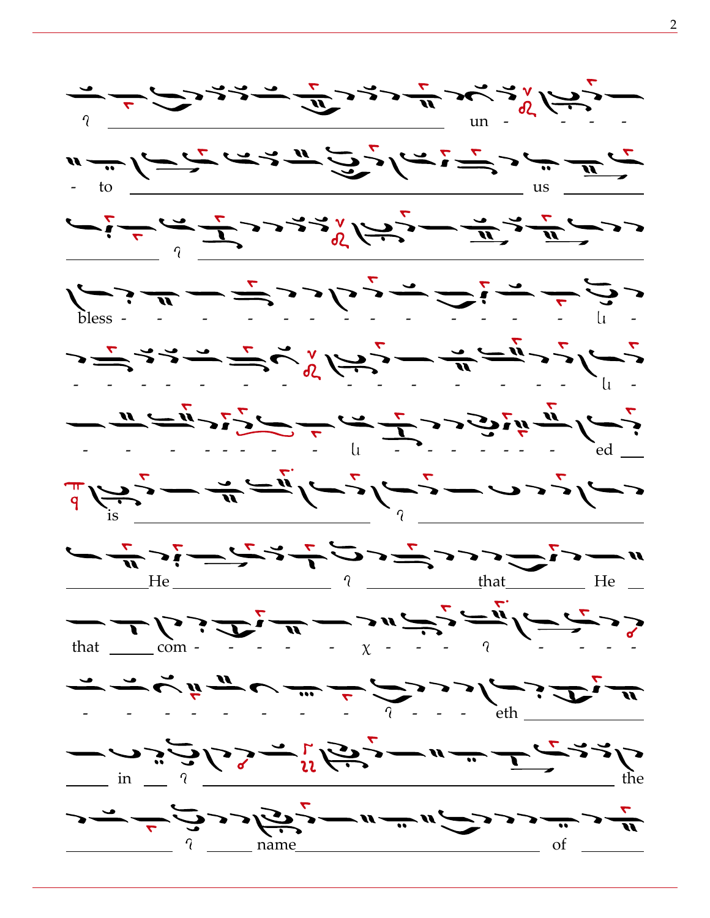ʔ un - - - -

- to us

ʔ

bless - - - - - - - - - - - - - ɩɩ -

- - - - - - - - - - - - - - - ɩɩ -

- - - - - - - - - ɩɩ - - - - - - - ed

is ʔ

He ʔ that He

that com - - - - - χ - - - ʔ - - - -

- - - - - - - - - ʔ - - - eth

in ʔ the

ʔ name of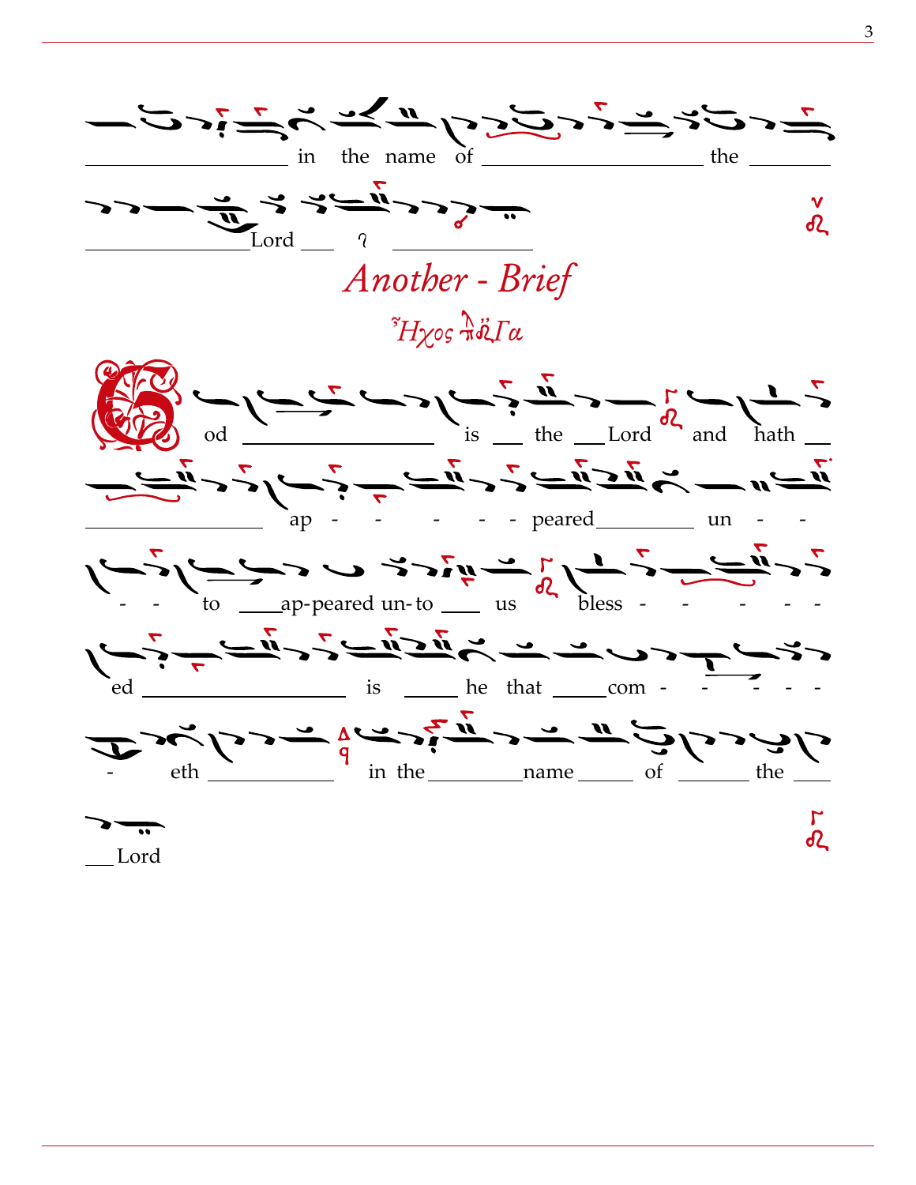in the name of the

Lord

## *Another - Brief*

*Ἦχος* πα Γα

God is the Lord and hath ap - - - - - peared un - - - - to ap-peared un-to us bless - - - - - ed is he that com - - - - - eth in the name of the Lord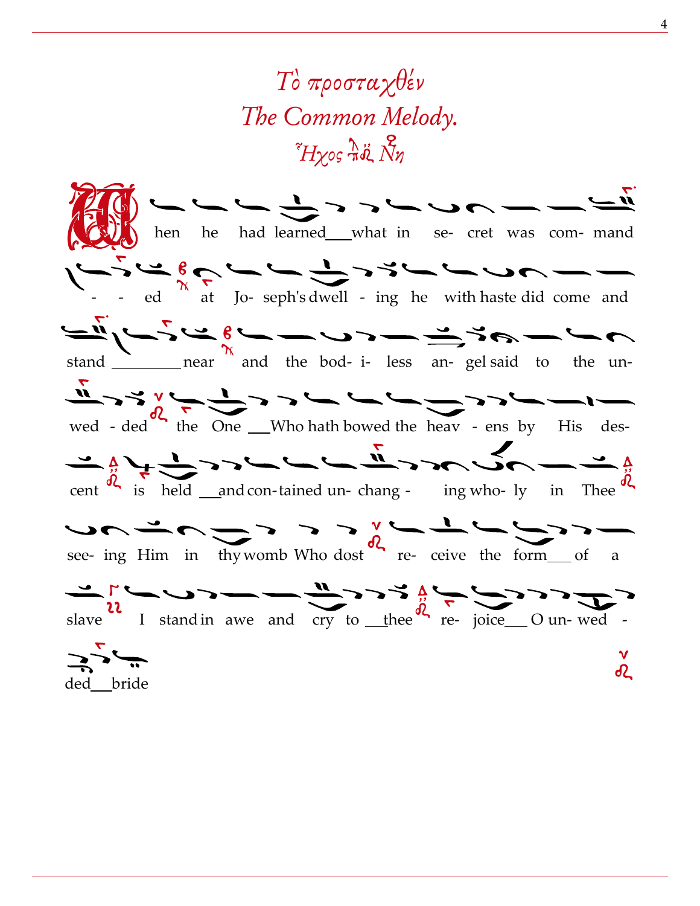# *Τὸ προσταχθέν*
# *The Common Melody.*
### *Ἦχος πα Νη*

When he had learned what in secret was commanded at Joseph's dwelling he with haste did come and stand near and the bodiless angel said to the unwedded the One Who hath bowed the heavens by His descent is held and contained unchanging wholly in Thee seeing Him in thy womb Who dost receive the form of a slave I stand in awe and cry to thee rejoice O unwedded bride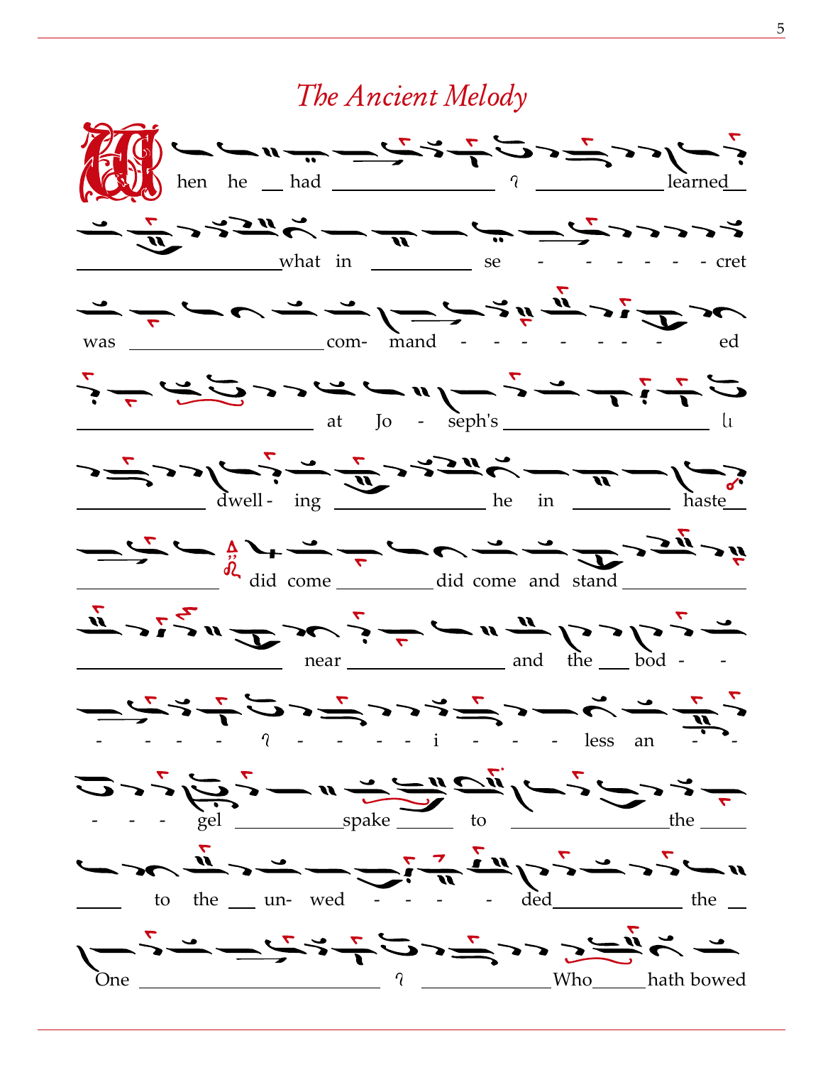# *The Ancient Melody*

When he had ꞁ learned what in se - - - - - - cret was com- mand - - - - - - - ed at Jo - seph's ꞁ dwell - ing he in haste did come did come and stand near and the bod - - - - - - ꞁ - - - - - i - - - less an - - - - - gel spake to the to the un- wed - - - - ded the One ꞁ Who hath bowed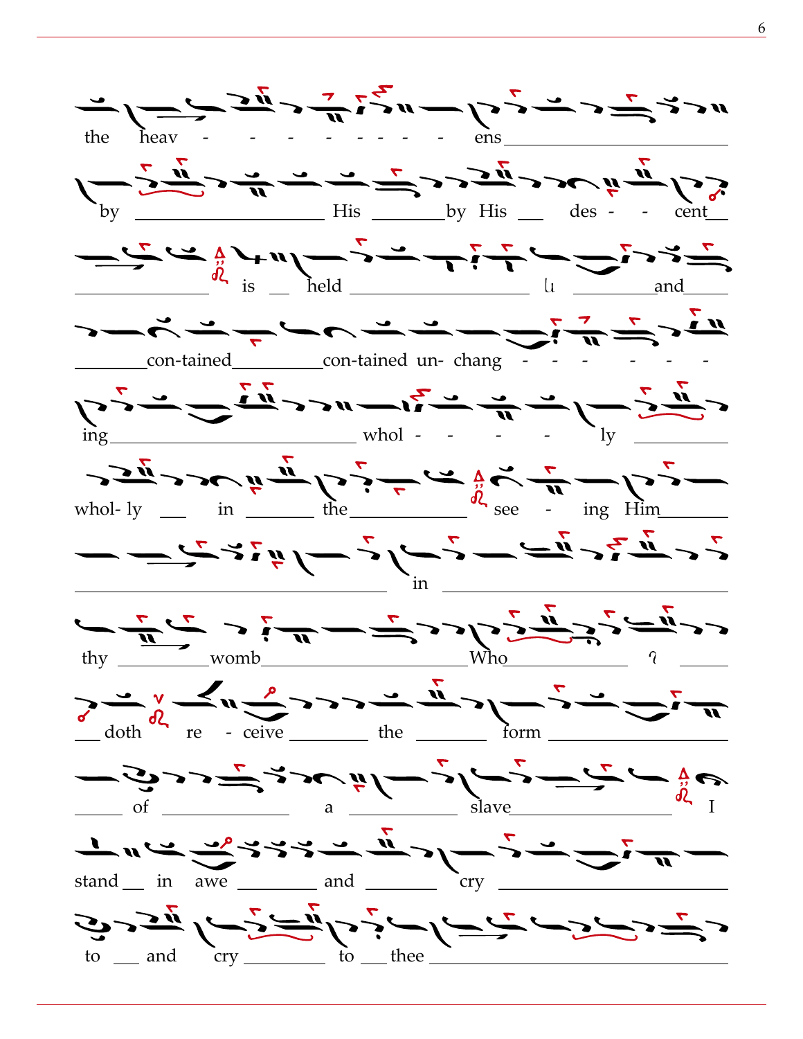the heav - - - - - - - - ens

by His by His des - - cent

is held ꞁı and

con-tained con-tained un- chang - - - - - -

ing whol - - - - ly

whol- ly in the see - ing Him

in

thy womb Who

doth re - ceive the form

of a slave I

stand in awe and cry

to and cry to thee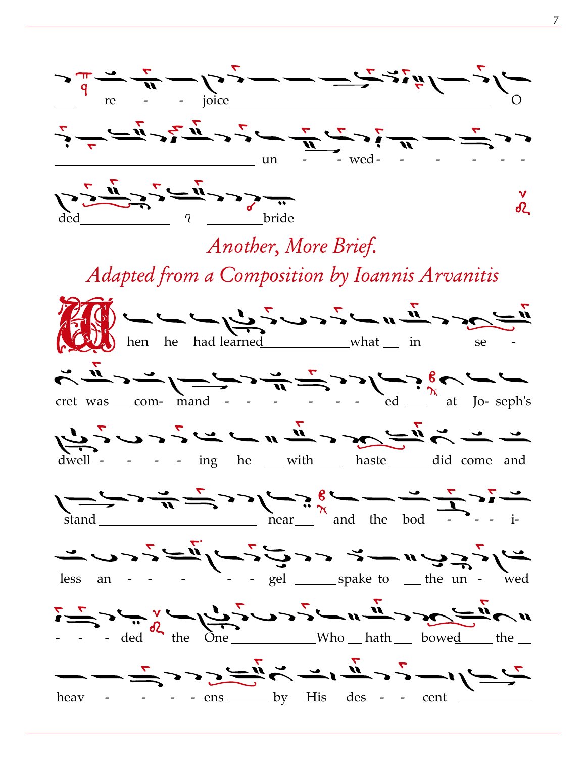re - - joice O

un - - wed - - - - - -

ded bride

## *Another, More Brief.*

## *Adapted from a Composition by Ioannis Arvanitis*

When he had learned what in se -

cret was com- mand - - - - - - ed at Jo- seph's

dwell - - - - ing he with haste did come and

stand near and the bod - - - i-

less an - - - - - gel spake to the un - wed

- - - ded the One Who hath bowed the

heav - - - - ens by His des - - cent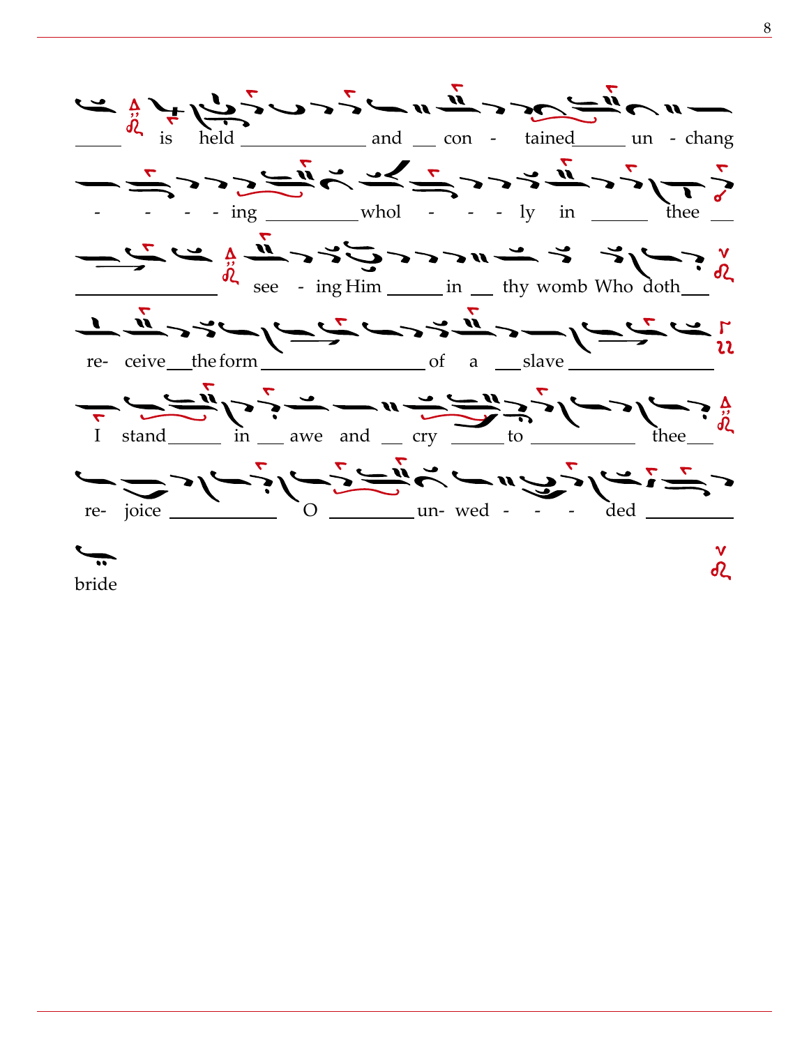is held and con - tained un - chang

- - - - ing whol - - - ly in thee

see - ing Him in thy womb Who doth

re- ceive the form of a slave

I stand in awe and cry to thee

re- joice O un- wed - - - ded

bride